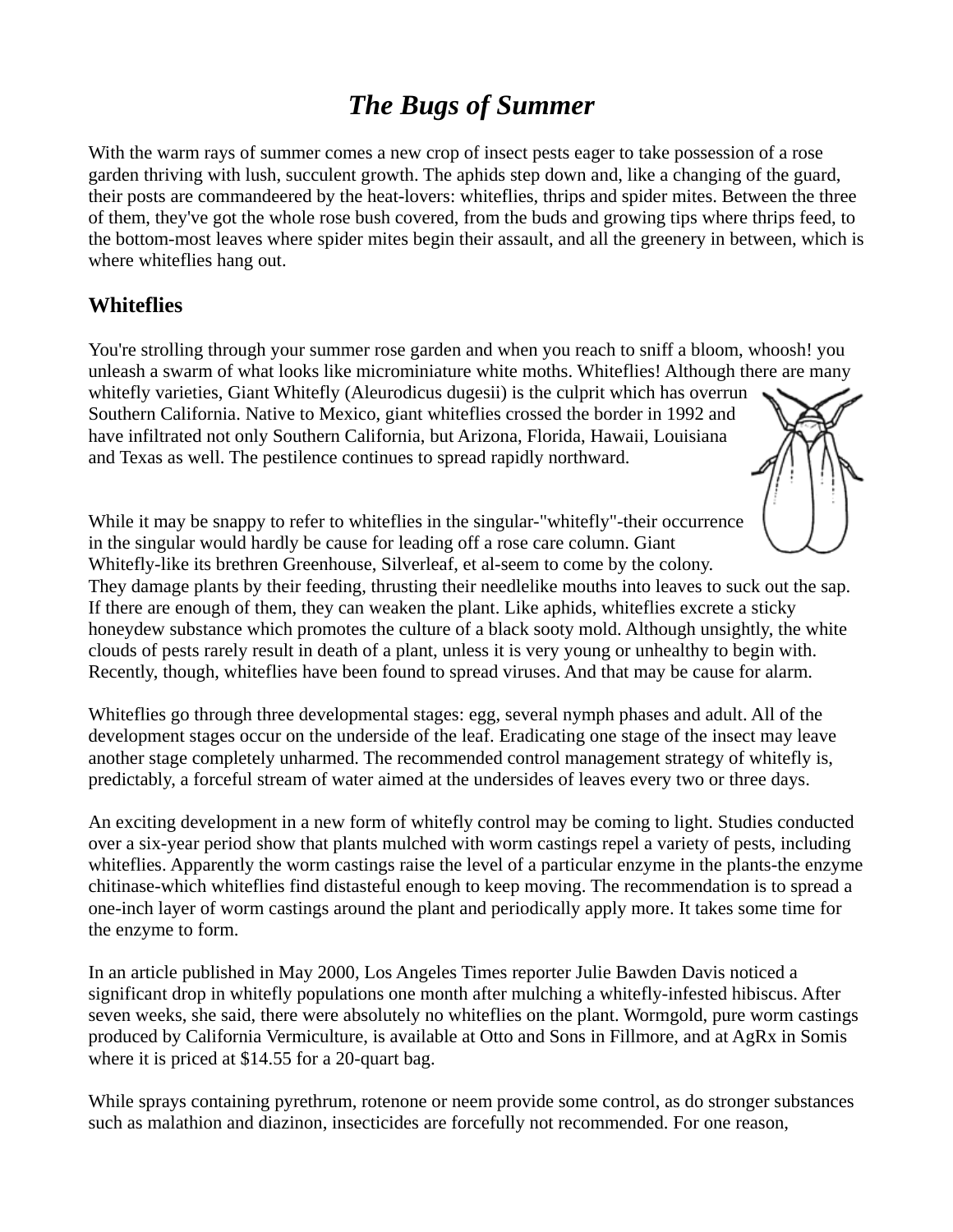# *The Bugs of Summer*

With the warm rays of summer comes a new crop of insect pests eager to take possession of a rose garden thriving with lush, succulent growth. The aphids step down and, like a changing of the guard, their posts are commandeered by the heat-lovers: whiteflies, thrips and spider mites. Between the three of them, they've got the whole rose bush covered, from the buds and growing tips where thrips feed, to the bottom-most leaves where spider mites begin their assault, and all the greenery in between, which is where whiteflies hang out.

## Whiteflies

You're strolling through your summer rose garden and when you reach to sniff a bloom, whoosh! you unleash a swarm of what looks like microminiature white moths. Whiteflies! Although there are many whitefly varieties, Giant Whitefly (Aleurodicus dugesii) is the culprit which has overrun Southern California. Native to Mexico, giant whiteflies crossed the border in 1992 and have infiltrated not only Southern California, but Arizona, Florida, Hawaii, Louisiana and Texas as well. The pestilence continues to spread rapidly northward.

While it may be snappy to refer to whiteflies in the singular-"whitefly"-their occurrence in the singular would hardly be cause for leading off a rose care column. Giant Whitefly-like its brethren Greenhouse, Silverleaf, et al-seem to come by the colony. They damage plants by their feeding, thrusting their needlelike mouths into leaves to suck out the sap. If there are enough of them, they can weaken the plant. Like aphids, whiteflies excrete a sticky honeydew substance which promotes the culture of a black sooty mold. Although unsightly, the white clouds of pests rarely result in death of a plant, unless it is very young or unhealthy to begin with. Recently, though, whiteflies have been found to spread viruses. And that may be cause for alarm.

Whiteflies go through three developmental stages: egg, several nymph phases and adult. All of the development stages occur on the underside of the leaf. Eradicating one stage of the insect may leave another stage completely unharmed. The recommended control management strategy of whitefly is, predictably, a forceful stream of water aimed at the undersides of leaves every two or three days.

An exciting development in a new form of whitefly control may be coming to light. Studies conducted over a six-year period show that plants mulched with worm castings repel a variety of pests, including whiteflies. Apparently the worm castings raise the level of a particular enzyme in the plants-the enzyme chitinase-which whiteflies find distasteful enough to keep moving. The recommendation is to spread a one-inch layer of worm castings around the plant and periodically apply more. It takes some time for the enzyme to form.

In an article published in May 2000, Los Angeles Times reporter Julie Bawden Davis noticed a significant drop in whitefly populations one month after mulching a whitefly-infested hibiscus. After seven weeks, she said, there were absolutely no whiteflies on the plant. Wormgold, pure worm castings produced by California Vermiculture, is available at Otto and Sons in Fillmore, and at AgRx in Somis where it is priced at $14.55 for a 20-quart bag.

While sprays containing pyrethrum, rotenone or neem provide some control, as do stronger substances such as malathion and diazinon, insecticides are forcefully not recommended. For one reason,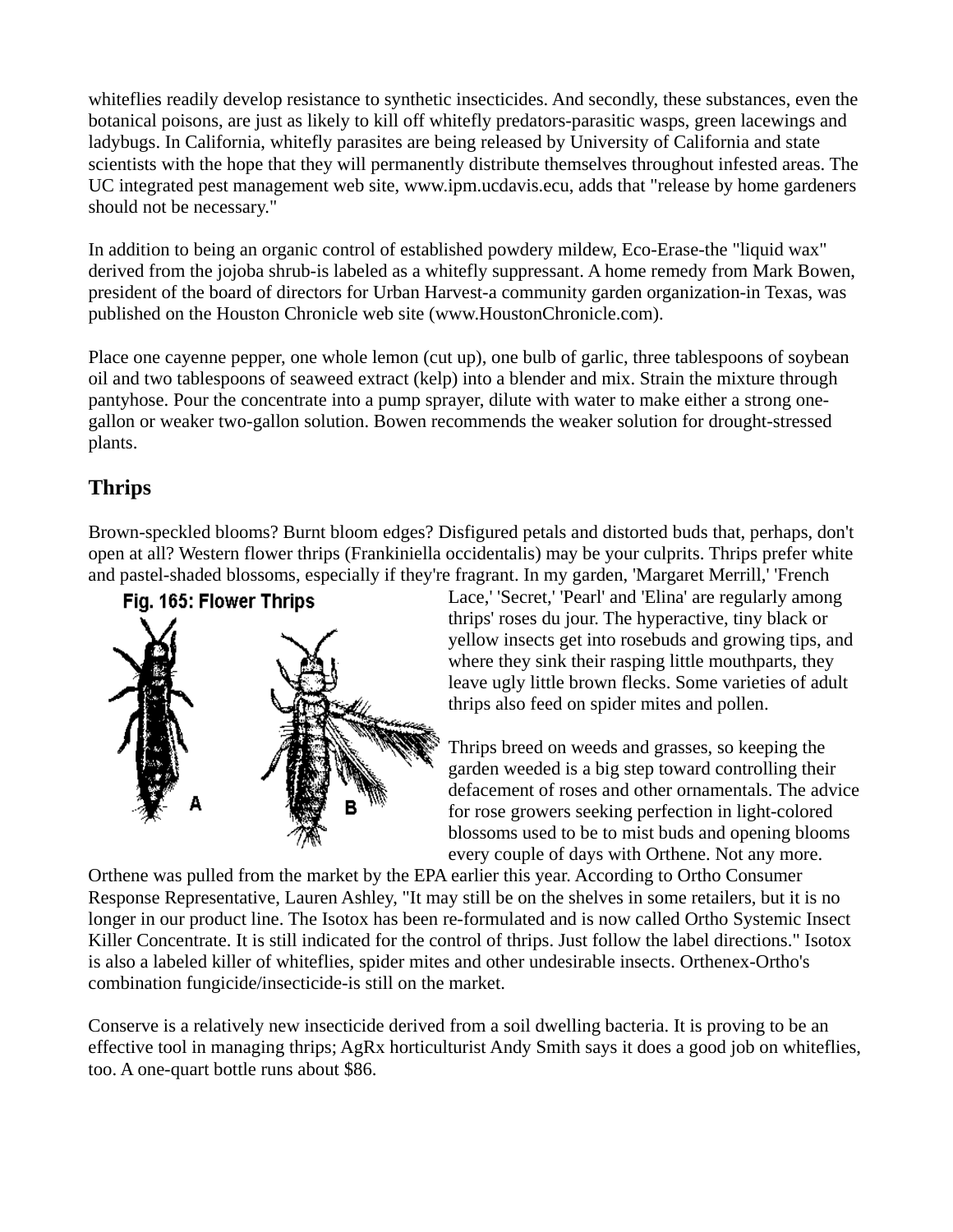whiteflies readily develop resistance to synthetic insecticides. And secondly, these substances, even the botanical poisons, are just as likely to kill off whitefly predators-parasitic wasps, green lacewings and ladybugs. In California, whitefly parasites are being released by University of California and state scientists with the hope that they will permanently distribute themselves throughout infested areas. The UC integrated pest management web site, www.ipm.ucdavis.ecu, adds that "release by home gardeners should not be necessary."

In addition to being an organic control of established powdery mildew, Eco-Erase-the "liquid wax" derived from the jojoba shrub-is labeled as a whitefly suppressant. A home remedy from Mark Bowen, president of the board of directors for Urban Harvest-a community garden organization-in Texas, was published on the Houston Chronicle web site (www.HoustonChronicle.com).

Place one cayenne pepper, one whole lemon (cut up), one bulb of garlic, three tablespoons of soybean oil and two tablespoons of seaweed extract (kelp) into a blender and mix. Strain the mixture through pantyhose. Pour the concentrate into a pump sprayer, dilute with water to make either a strong one-gallon or weaker two-gallon solution. Bowen recommends the weaker solution for drought-stressed plants.

## Thrips

Brown-speckled blooms? Burnt bloom edges? Disfigured petals and distorted buds that, perhaps, don't open at all? Western flower thrips (Frankiniella occidentalis) may be your culprits. Thrips prefer white and pastel-shaded blossoms, especially if they're fragrant. In my garden, 'Margaret Merrill,' 'French Lace,' 'Secret,' 'Pearl' and 'Elina' are regularly among thrips' roses du jour. The hyperactive, tiny black or yellow insects get into rosebuds and growing tips, and where they sink their rasping little mouthparts, they leave ugly little brown flecks. Some varieties of adult thrips also feed on spider mites and pollen.

Fig. 165: Flower Thrips

Thrips breed on weeds and grasses, so keeping the garden weeded is a big step toward controlling their defacement of roses and other ornamentals. The advice for rose growers seeking perfection in light-colored blossoms used to be to mist buds and opening blooms every couple of days with Orthene. Not any more. Orthene was pulled from the market by the EPA earlier this year. According to Ortho Consumer Response Representative, Lauren Ashley, "It may still be on the shelves in some retailers, but it is no longer in our product line. The Isotox has been re-formulated and is now called Ortho Systemic Insect Killer Concentrate. It is still indicated for the control of thrips. Just follow the label directions." Isotox is also a labeled killer of whiteflies, spider mites and other undesirable insects. Orthenex-Ortho's combination fungicide/insecticide-is still on the market.

Conserve is a relatively new insecticide derived from a soil dwelling bacteria. It is proving to be an effective tool in managing thrips; AgRx horticulturist Andy Smith says it does a good job on whiteflies, too. A one-quart bottle runs about $86.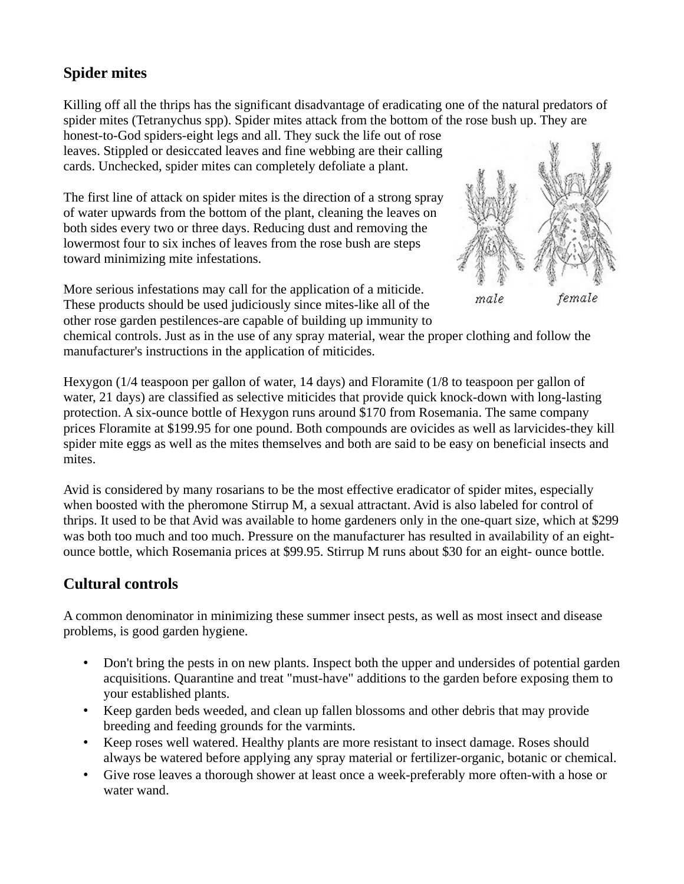## Spider mites

Killing off all the thrips has the significant disadvantage of eradicating one of the natural predators of spider mites (Tetranychus spp). Spider mites attack from the bottom of the rose bush up. They are honest-to-God spiders-eight legs and all. They suck the life out of rose leaves. Stippled or desiccated leaves and fine webbing are their calling cards. Unchecked, spider mites can completely defoliate a plant.

The first line of attack on spider mites is the direction of a strong spray of water upwards from the bottom of the plant, cleaning the leaves on both sides every two or three days. Reducing dust and removing the lowermost four to six inches of leaves from the rose bush are steps toward minimizing mite infestations.

male female

More serious infestations may call for the application of a miticide. These products should be used judiciously since mites-like all of the other rose garden pestilences-are capable of building up immunity to chemical controls. Just as in the use of any spray material, wear the proper clothing and follow the manufacturer's instructions in the application of miticides.

Hexygon (1/4 teaspoon per gallon of water, 14 days) and Floramite (1/8 to teaspoon per gallon of water, 21 days) are classified as selective miticides that provide quick knock-down with long-lasting protection. A six-ounce bottle of Hexygon runs around $170 from Rosemania. The same company prices Floramite at $199.95 for one pound. Both compounds are ovicides as well as larvicides-they kill spider mite eggs as well as the mites themselves and both are said to be easy on beneficial insects and mites.

Avid is considered by many rosarians to be the most effective eradicator of spider mites, especially when boosted with the pheromone Stirrup M, a sexual attractant. Avid is also labeled for control of thrips. It used to be that Avid was available to home gardeners only in the one-quart size, which at $299 was both too much and too much. Pressure on the manufacturer has resulted in availability of an eight-ounce bottle, which Rosemania prices at $99.95. Stirrup M runs about $30 for an eight- ounce bottle.

## Cultural controls

A common denominator in minimizing these summer insect pests, as well as most insect and disease problems, is good garden hygiene.

- Don't bring the pests in on new plants. Inspect both the upper and undersides of potential garden acquisitions. Quarantine and treat "must-have" additions to the garden before exposing them to your established plants.
- Keep garden beds weeded, and clean up fallen blossoms and other debris that may provide breeding and feeding grounds for the varmints.
- Keep roses well watered. Healthy plants are more resistant to insect damage. Roses should always be watered before applying any spray material or fertilizer-organic, botanic or chemical.
- Give rose leaves a thorough shower at least once a week-preferably more often-with a hose or water wand.